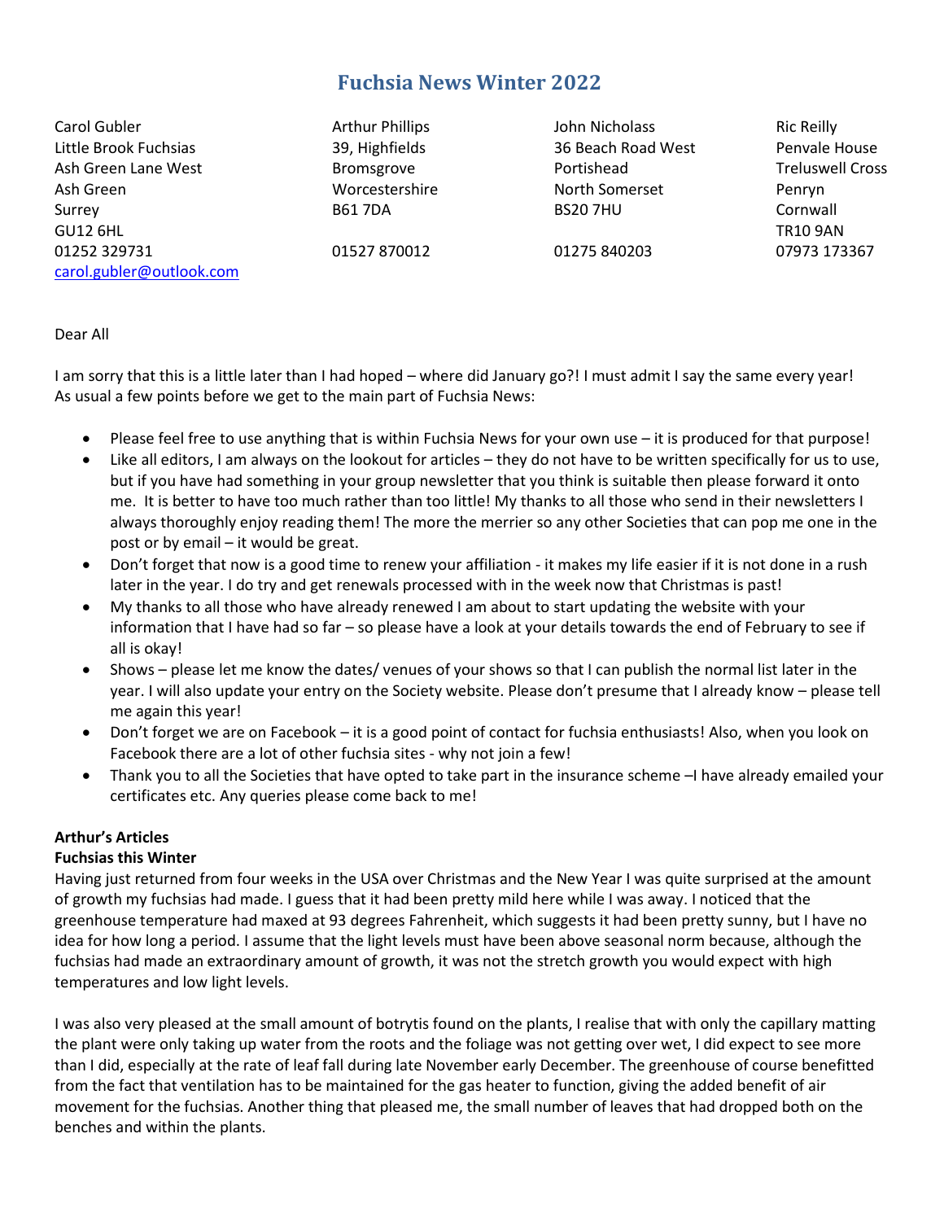# Fuchsia News Winter 2022

| Carol Gubler | Arthur Phillips | John Nicholass | Ric Reilly |
|---|---|---|---|
| Little Brook Fuchsias | 39, Highfields | 36 Beach Road West | Penvale House |
| Ash Green Lane West | Bromsgrove | Portishead | Treluswell Cross |
| Ash Green | Worcestershire | North Somerset | Penryn |
| Surrey | B61 7DA | BS20 7HU | Cornwall |
| GU12 6HL | | | TR10 9AN |
| 01252 329731 | 01527 870012 | 01275 840203 | 07973 173367 |
| carol.gubler@outlook.com | | | |

Dear All

I am sorry that this is a little later than I had hoped – where did January go?! I must admit I say the same every year! As usual a few points before we get to the main part of Fuchsia News:

- Please feel free to use anything that is within Fuchsia News for your own use – it is produced for that purpose!
- Like all editors, I am always on the lookout for articles – they do not have to be written specifically for us to use, but if you have had something in your group newsletter that you think is suitable then please forward it onto me. It is better to have too much rather than too little! My thanks to all those who send in their newsletters I always thoroughly enjoy reading them! The more the merrier so any other Societies that can pop me one in the post or by email – it would be great.
- Don't forget that now is a good time to renew your affiliation - it makes my life easier if it is not done in a rush later in the year. I do try and get renewals processed with in the week now that Christmas is past!
- My thanks to all those who have already renewed I am about to start updating the website with your information that I have had so far – so please have a look at your details towards the end of February to see if all is okay!
- Shows – please let me know the dates/ venues of your shows so that I can publish the normal list later in the year. I will also update your entry on the Society website. Please don't presume that I already know – please tell me again this year!
- Don't forget we are on Facebook – it is a good point of contact for fuchsia enthusiasts! Also, when you look on Facebook there are a lot of other fuchsia sites - why not join a few!
- Thank you to all the Societies that have opted to take part in the insurance scheme –I have already emailed your certificates etc. Any queries please come back to me!

**Arthur's Articles**

**Fuchsias this Winter**

Having just returned from four weeks in the USA over Christmas and the New Year I was quite surprised at the amount of growth my fuchsias had made. I guess that it had been pretty mild here while I was away. I noticed that the greenhouse temperature had maxed at 93 degrees Fahrenheit, which suggests it had been pretty sunny, but I have no idea for how long a period. I assume that the light levels must have been above seasonal norm because, although the fuchsias had made an extraordinary amount of growth, it was not the stretch growth you would expect with high temperatures and low light levels.

I was also very pleased at the small amount of botrytis found on the plants, I realise that with only the capillary matting the plant were only taking up water from the roots and the foliage was not getting over wet, I did expect to see more than I did, especially at the rate of leaf fall during late November early December. The greenhouse of course benefitted from the fact that ventilation has to be maintained for the gas heater to function, giving the added benefit of air movement for the fuchsias. Another thing that pleased me, the small number of leaves that had dropped both on the benches and within the plants.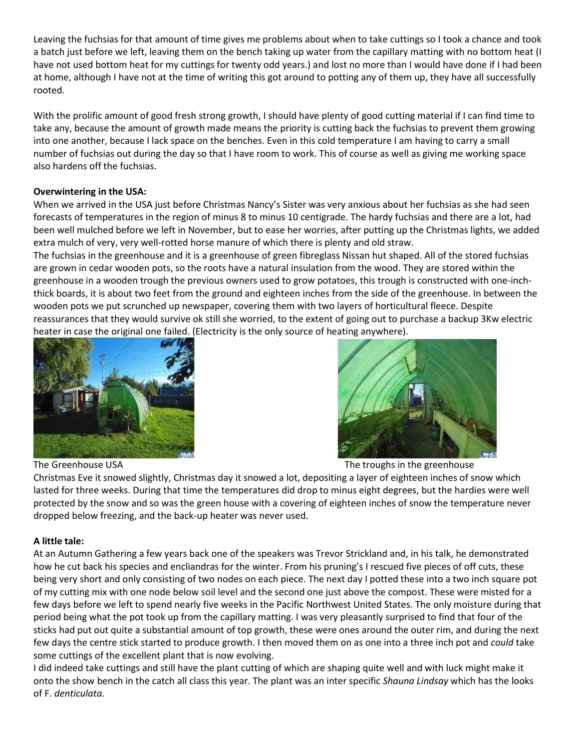Leaving the fuchsias for that amount of time gives me problems about when to take cuttings so I took a chance and took a batch just before we left, leaving them on the bench taking up water from the capillary matting with no bottom heat (I have not used bottom heat for my cuttings for twenty odd years.) and lost no more than I would have done if I had been at home, although I have not at the time of writing this got around to potting any of them up, they have all successfully rooted.

With the prolific amount of good fresh strong growth, I should have plenty of good cutting material if I can find time to take any, because the amount of growth made means the priority is cutting back the fuchsias to prevent them growing into one another, because I lack space on the benches. Even in this cold temperature I am having to carry a small number of fuchsias out during the day so that I have room to work. This of course as well as giving me working space also hardens off the fuchsias.

**Overwintering in the USA:**

When we arrived in the USA just before Christmas Nancy's Sister was very anxious about her fuchsias as she had seen forecasts of temperatures in the region of minus 8 to minus 10 centigrade. The hardy fuchsias and there are a lot, had been well mulched before we left in November, but to ease her worries, after putting up the Christmas lights, we added extra mulch of very, very well-rotted horse manure of which there is plenty and old straw.

The fuchsias in the greenhouse and it is a greenhouse of green fibreglass Nissan hut shaped. All of the stored fuchsias are grown in cedar wooden pots, so the roots have a natural insulation from the wood. They are stored within the greenhouse in a wooden trough the previous owners used to grow potatoes, this trough is constructed with one-inch-thick boards, it is about two feet from the ground and eighteen inches from the side of the greenhouse. In between the wooden pots we put scrunched up newspaper, covering them with two layers of horticultural fleece. Despite reassurances that they would survive ok still she worried, to the extent of going out to purchase a backup 3Kw electric heater in case the original one failed. (Electricity is the only source of heating anywhere).

The Greenhouse USA

The troughs in the greenhouse

Christmas Eve it snowed slightly, Christmas day it snowed a lot, depositing a layer of eighteen inches of snow which lasted for three weeks. During that time the temperatures did drop to minus eight degrees, but the hardies were well protected by the snow and so was the green house with a covering of eighteen inches of snow the temperature never dropped below freezing, and the back-up heater was never used.

**A little tale:**

At an Autumn Gathering a few years back one of the speakers was Trevor Strickland and, in his talk, he demonstrated how he cut back his species and encliandras for the winter. From his pruning's I rescued five pieces of off cuts, these being very short and only consisting of two nodes on each piece. The next day I potted these into a two inch square pot of my cutting mix with one node below soil level and the second one just above the compost. These were misted for a few days before we left to spend nearly five weeks in the Pacific Northwest United States. The only moisture during that period being what the pot took up from the capillary matting. I was very pleasantly surprised to find that four of the sticks had put out quite a substantial amount of top growth, these were ones around the outer rim, and during the next few days the centre stick started to produce growth. I then moved them on as one into a three inch pot and *could* take some cuttings of the excellent plant that is now evolving.

I did indeed take cuttings and still have the plant cutting of which are shaping quite well and with luck might make it onto the show bench in the catch all class this year. The plant was an inter specific *Shauna Lindsay* which has the looks of F. *denticulata.*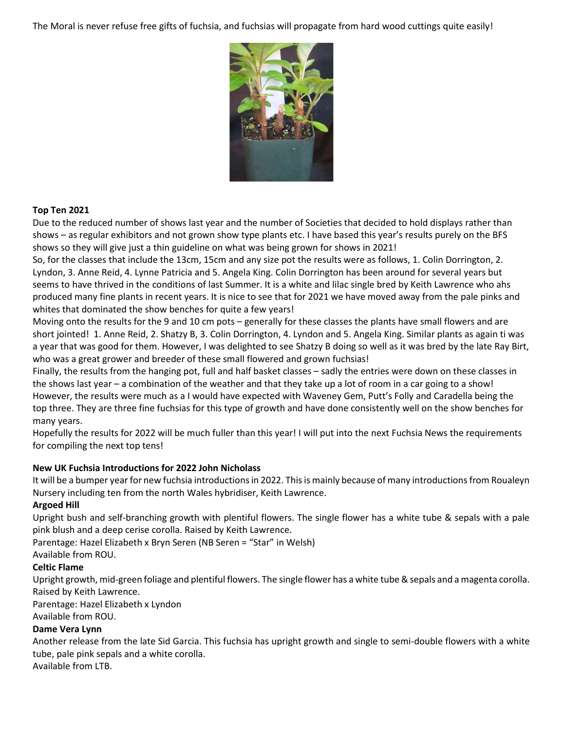The Moral is never refuse free gifts of fuchsia, and fuchsias will propagate from hard wood cuttings quite easily!

**Top Ten 2021**

Due to the reduced number of shows last year and the number of Societies that decided to hold displays rather than shows – as regular exhibitors and not grown show type plants etc. I have based this year's results purely on the BFS shows so they will give just a thin guideline on what was being grown for shows in 2021!

So, for the classes that include the 13cm, 15cm and any size pot the results were as follows, 1. Colin Dorrington, 2. Lyndon, 3. Anne Reid, 4. Lynne Patricia and 5. Angela King. Colin Dorrington has been around for several years but seems to have thrived in the conditions of last Summer. It is a white and lilac single bred by Keith Lawrence who ahs produced many fine plants in recent years. It is nice to see that for 2021 we have moved away from the pale pinks and whites that dominated the show benches for quite a few years!

Moving onto the results for the 9 and 10 cm pots – generally for these classes the plants have small flowers and are short jointed! 1. Anne Reid, 2. Shatzy B, 3. Colin Dorrington, 4. Lyndon and 5. Angela King. Similar plants as again ti was a year that was good for them. However, I was delighted to see Shatzy B doing so well as it was bred by the late Ray Birt, who was a great grower and breeder of these small flowered and grown fuchsias!

Finally, the results from the hanging pot, full and half basket classes – sadly the entries were down on these classes in the shows last year – a combination of the weather and that they take up a lot of room in a car going to a show! However, the results were much as a I would have expected with Waveney Gem, Putt's Folly and Caradella being the top three. They are three fine fuchsias for this type of growth and have done consistently well on the show benches for many years.

Hopefully the results for 2022 will be much fuller than this year! I will put into the next Fuchsia News the requirements for compiling the next top tens!

**New UK Fuchsia Introductions for 2022 John Nicholass**

It will be a bumper year for new fuchsia introductions in 2022. This is mainly because of many introductions from Roualeyn Nursery including ten from the north Wales hybridiser, Keith Lawrence.

**Argoed Hill**

Upright bush and self-branching growth with plentiful flowers. The single flower has a white tube & sepals with a pale pink blush and a deep cerise corolla. Raised by Keith Lawrence.

Parentage: Hazel Elizabeth x Bryn Seren (NB Seren = "Star" in Welsh)

Available from ROU.

**Celtic Flame**

Upright growth, mid-green foliage and plentiful flowers. The single flower has a white tube & sepals and a magenta corolla. Raised by Keith Lawrence.

Parentage: Hazel Elizabeth x Lyndon

Available from ROU.

**Dame Vera Lynn**

Another release from the late Sid Garcia. This fuchsia has upright growth and single to semi-double flowers with a white tube, pale pink sepals and a white corolla.

Available from LTB.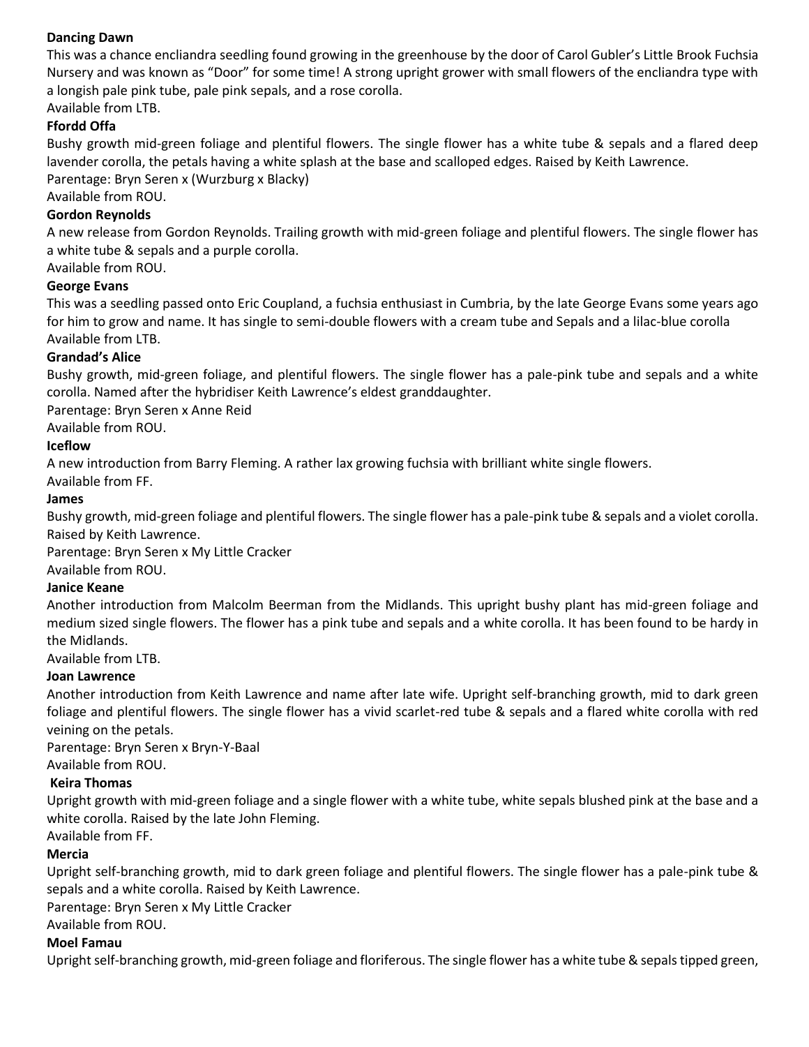**Dancing Dawn**

This was a chance encliandra seedling found growing in the greenhouse by the door of Carol Gubler's Little Brook Fuchsia Nursery and was known as "Door" for some time! A strong upright grower with small flowers of the encliandra type with a longish pale pink tube, pale pink sepals, and a rose corolla.

Available from LTB.

**Ffordd Offa**

Bushy growth mid-green foliage and plentiful flowers. The single flower has a white tube & sepals and a flared deep lavender corolla, the petals having a white splash at the base and scalloped edges. Raised by Keith Lawrence.

Parentage: Bryn Seren x (Wurzburg x Blacky)

Available from ROU.

**Gordon Reynolds**

A new release from Gordon Reynolds. Trailing growth with mid-green foliage and plentiful flowers. The single flower has a white tube & sepals and a purple corolla.

Available from ROU.

**George Evans**

This was a seedling passed onto Eric Coupland, a fuchsia enthusiast in Cumbria, by the late George Evans some years ago for him to grow and name. It has single to semi-double flowers with a cream tube and Sepals and a lilac-blue corolla

Available from LTB.

**Grandad's Alice**

Bushy growth, mid-green foliage, and plentiful flowers. The single flower has a pale-pink tube and sepals and a white corolla. Named after the hybridiser Keith Lawrence's eldest granddaughter.

Parentage: Bryn Seren x Anne Reid

Available from ROU.

**Iceflow**

A new introduction from Barry Fleming. A rather lax growing fuchsia with brilliant white single flowers.

Available from FF.

**James**

Bushy growth, mid-green foliage and plentiful flowers. The single flower has a pale-pink tube & sepals and a violet corolla. Raised by Keith Lawrence.

Parentage: Bryn Seren x My Little Cracker

Available from ROU.

**Janice Keane**

Another introduction from Malcolm Beerman from the Midlands. This upright bushy plant has mid-green foliage and medium sized single flowers. The flower has a pink tube and sepals and a white corolla. It has been found to be hardy in the Midlands.

Available from LTB.

**Joan Lawrence**

Another introduction from Keith Lawrence and name after late wife. Upright self-branching growth, mid to dark green foliage and plentiful flowers. The single flower has a vivid scarlet-red tube & sepals and a flared white corolla with red veining on the petals.

Parentage: Bryn Seren x Bryn-Y-Baal

Available from ROU.

**Keira Thomas**

Upright growth with mid-green foliage and a single flower with a white tube, white sepals blushed pink at the base and a white corolla. Raised by the late John Fleming.

Available from FF.

**Mercia**

Upright self-branching growth, mid to dark green foliage and plentiful flowers. The single flower has a pale-pink tube & sepals and a white corolla. Raised by Keith Lawrence.

Parentage: Bryn Seren x My Little Cracker

Available from ROU.

**Moel Famau**

Upright self-branching growth, mid-green foliage and floriferous. The single flower has a white tube & sepals tipped green,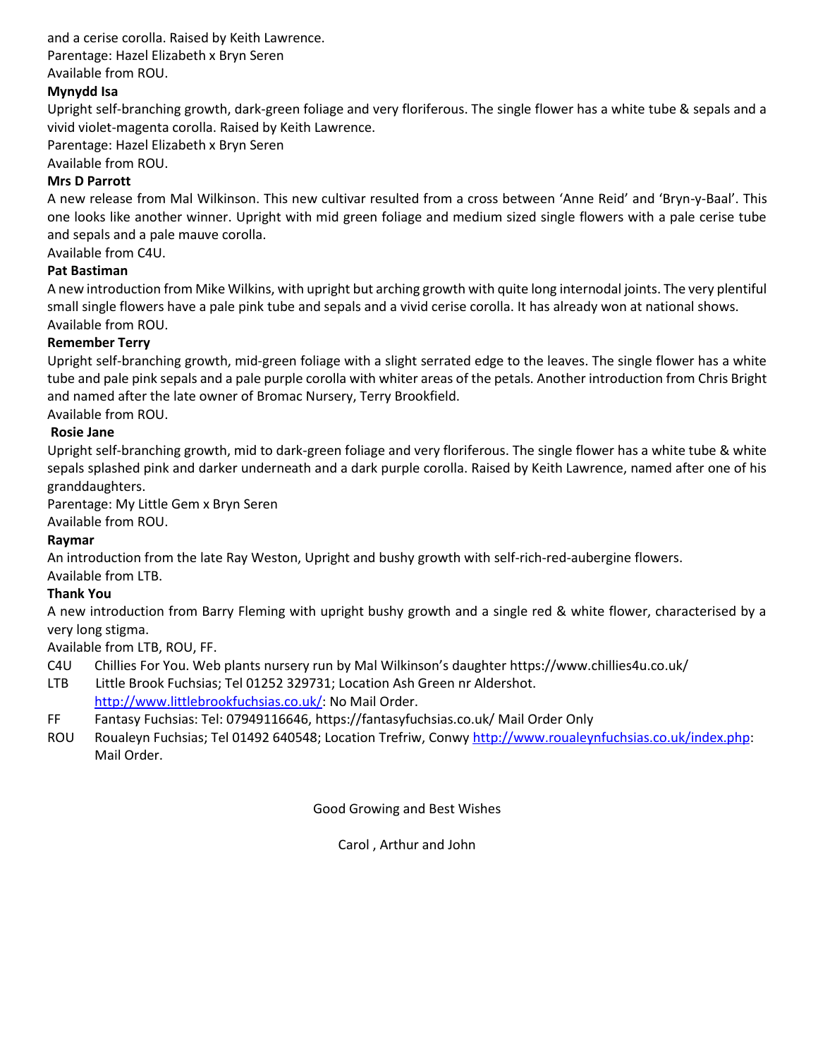and a cerise corolla. Raised by Keith Lawrence.
Parentage: Hazel Elizabeth x Bryn Seren
Available from ROU.

**Mynydd Isa**

Upright self-branching growth, dark-green foliage and very floriferous. The single flower has a white tube & sepals and a vivid violet-magenta corolla. Raised by Keith Lawrence.
Parentage: Hazel Elizabeth x Bryn Seren
Available from ROU.

**Mrs D Parrott**

A new release from Mal Wilkinson. This new cultivar resulted from a cross between 'Anne Reid' and 'Bryn-y-Baal'. This one looks like another winner. Upright with mid green foliage and medium sized single flowers with a pale cerise tube and sepals and a pale mauve corolla.
Available from C4U.

**Pat Bastiman**

A new introduction from Mike Wilkins, with upright but arching growth with quite long internodal joints. The very plentiful small single flowers have a pale pink tube and sepals and a vivid cerise corolla. It has already won at national shows.
Available from ROU.

**Remember Terry**

Upright self-branching growth, mid-green foliage with a slight serrated edge to the leaves. The single flower has a white tube and pale pink sepals and a pale purple corolla with whiter areas of the petals. Another introduction from Chris Bright and named after the late owner of Bromac Nursery, Terry Brookfield.
Available from ROU.

**Rosie Jane**

Upright self-branching growth, mid to dark-green foliage and very floriferous. The single flower has a white tube & white sepals splashed pink and darker underneath and a dark purple corolla. Raised by Keith Lawrence, named after one of his granddaughters.
Parentage: My Little Gem x Bryn Seren
Available from ROU.

**Raymar**

An introduction from the late Ray Weston, Upright and bushy growth with self-rich-red-aubergine flowers.
Available from LTB.

**Thank You**

A new introduction from Barry Fleming with upright bushy growth and a single red & white flower, characterised by a very long stigma.
Available from LTB, ROU, FF.

- C4U Chillies For You. Web plants nursery run by Mal Wilkinson's daughter https://www.chillies4u.co.uk/
- LTB Little Brook Fuchsias; Tel 01252 329731; Location Ash Green nr Aldershot. http://www.littlebrookfuchsias.co.uk/: No Mail Order.
- FF Fantasy Fuchsias: Tel: 07949116646, https://fantasyfuchsias.co.uk/ Mail Order Only
- ROU Roualeyn Fuchsias; Tel 01492 640548; Location Trefriw, Conwy http://www.roualeynfuchsias.co.uk/index.php: Mail Order.

Good Growing and Best Wishes

Carol , Arthur and John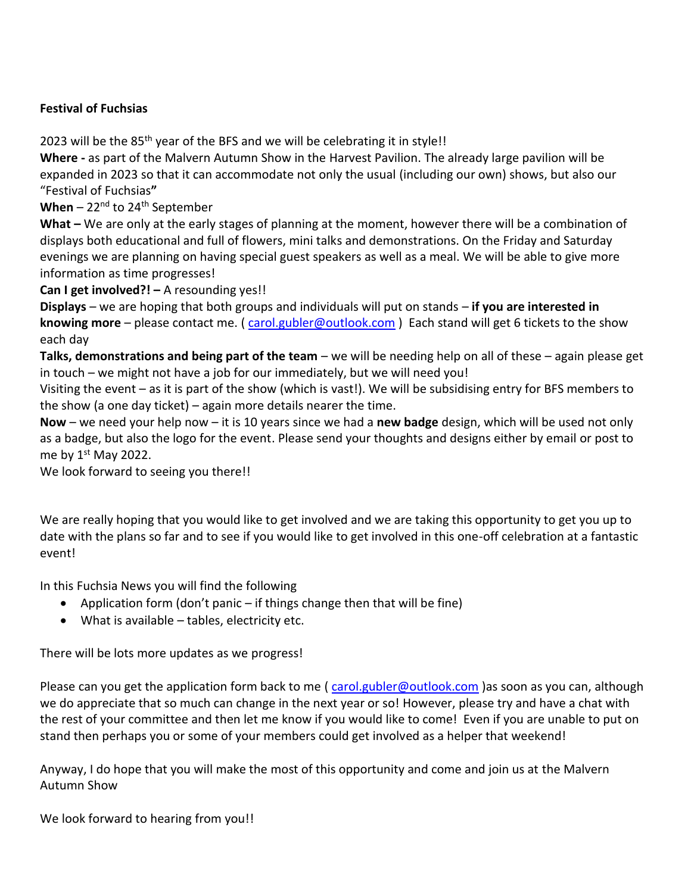**Festival of Fuchsias**

2023 will be the 85th year of the BFS and we will be celebrating it in style!!

**Where -** as part of the Malvern Autumn Show in the Harvest Pavilion. The already large pavilion will be expanded in 2023 so that it can accommodate not only the usual (including our own) shows, but also our "Festival of Fuchsias**"**

**When** – 22nd to 24th September

**What –** We are only at the early stages of planning at the moment, however there will be a combination of displays both educational and full of flowers, mini talks and demonstrations. On the Friday and Saturday evenings we are planning on having special guest speakers as well as a meal. We will be able to give more information as time progresses!

**Can I get involved?! –** A resounding yes!!

**Displays** – we are hoping that both groups and individuals will put on stands – **if you are interested in knowing more** – please contact me. ( carol.gubler@outlook.com ) Each stand will get 6 tickets to the show each day

**Talks, demonstrations and being part of the team** – we will be needing help on all of these – again please get in touch – we might not have a job for our immediately, but we will need you!

Visiting the event – as it is part of the show (which is vast!). We will be subsidising entry for BFS members to the show (a one day ticket) – again more details nearer the time.

**Now** – we need your help now – it is 10 years since we had a **new badge** design, which will be used not only as a badge, but also the logo for the event. Please send your thoughts and designs either by email or post to me by 1st May 2022.

We look forward to seeing you there!!

We are really hoping that you would like to get involved and we are taking this opportunity to get you up to date with the plans so far and to see if you would like to get involved in this one-off celebration at a fantastic event!

In this Fuchsia News you will find the following

- Application form (don't panic – if things change then that will be fine)
- What is available – tables, electricity etc.

There will be lots more updates as we progress!

Please can you get the application form back to me ( carol.gubler@outlook.com )as soon as you can, although we do appreciate that so much can change in the next year or so! However, please try and have a chat with the rest of your committee and then let me know if you would like to come! Even if you are unable to put on stand then perhaps you or some of your members could get involved as a helper that weekend!

Anyway, I do hope that you will make the most of this opportunity and come and join us at the Malvern Autumn Show

We look forward to hearing from you!!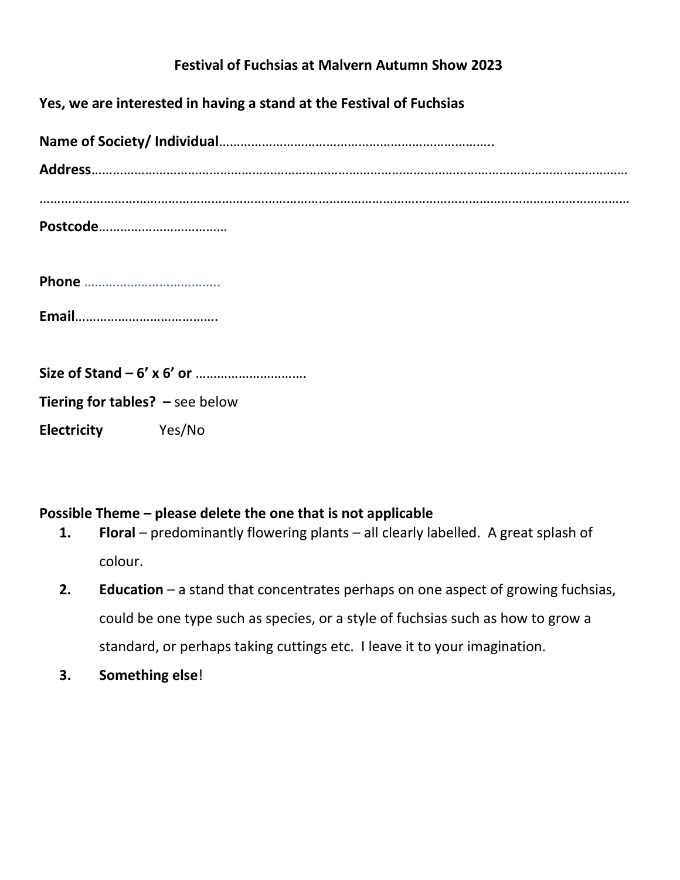# Festival of Fuchsias at Malvern Autumn Show 2023

**Yes, we are interested in having a stand at the Festival of Fuchsias**

**Name of Society/ Individual**…………………………………………………………………..

**Address**…………………………………………………………………………………………………………………………………

…………………………………………………………………………………………………………………………………………

**Postcode**………………………………

**Phone** ………………………………..

**Email**………………………………….

**Size of Stand – 6' x 6' or** …………………………

**Tiering for tables? –** see below

**Electricity** Yes/No

**Possible Theme – please delete the one that is not applicable**

1. **Floral** – predominantly flowering plants – all clearly labelled. A great splash of colour.
2. **Education** – a stand that concentrates perhaps on one aspect of growing fuchsias, could be one type such as species, or a style of fuchsias such as how to grow a standard, or perhaps taking cuttings etc. I leave it to your imagination.
3. **Something else**!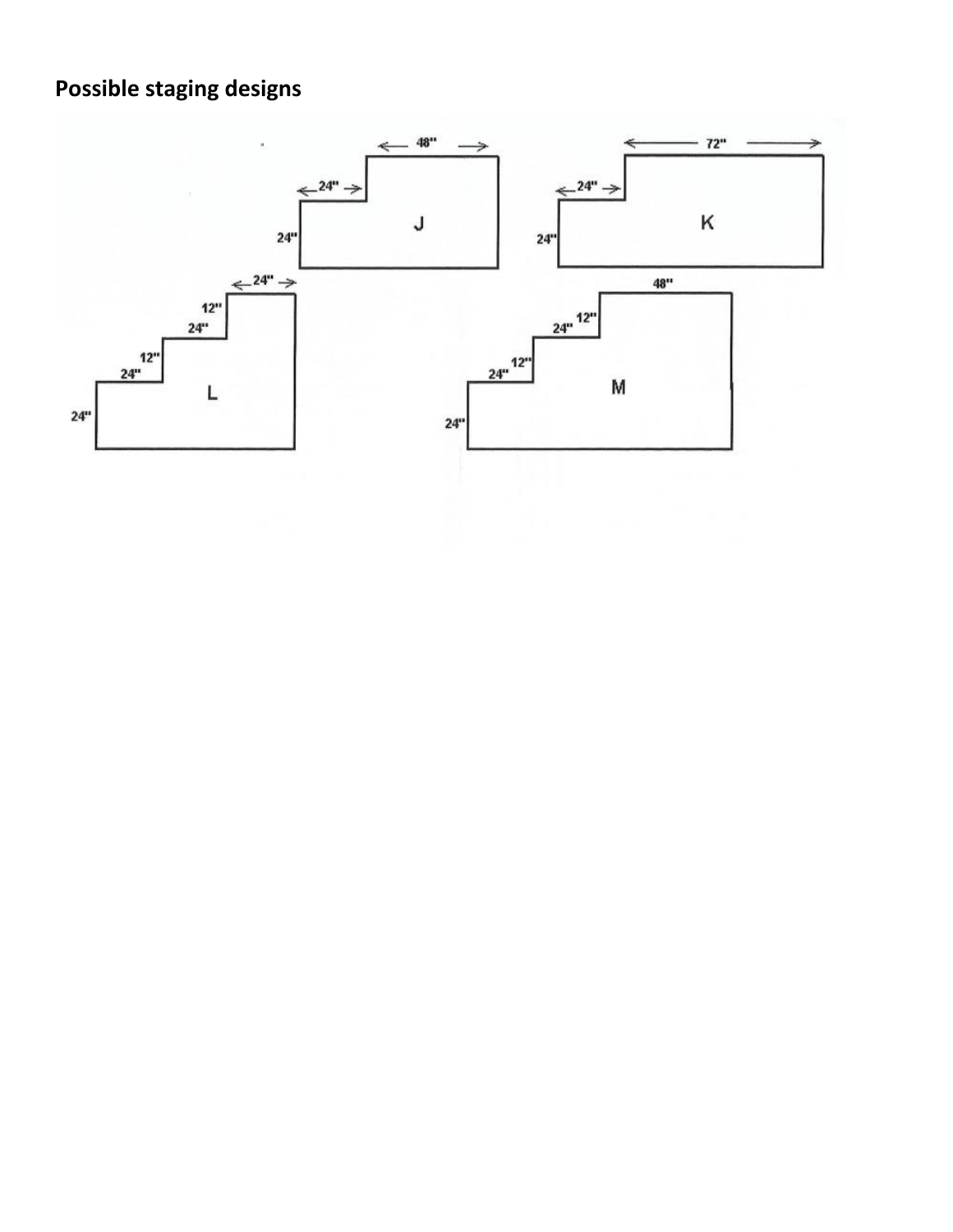**Possible staging designs**

J

48"

24"

24"

K

72"

24"

24"

L

24"

12"

24"

12"

24"

24"

M

48"

12"

24"

12"

24"

24"